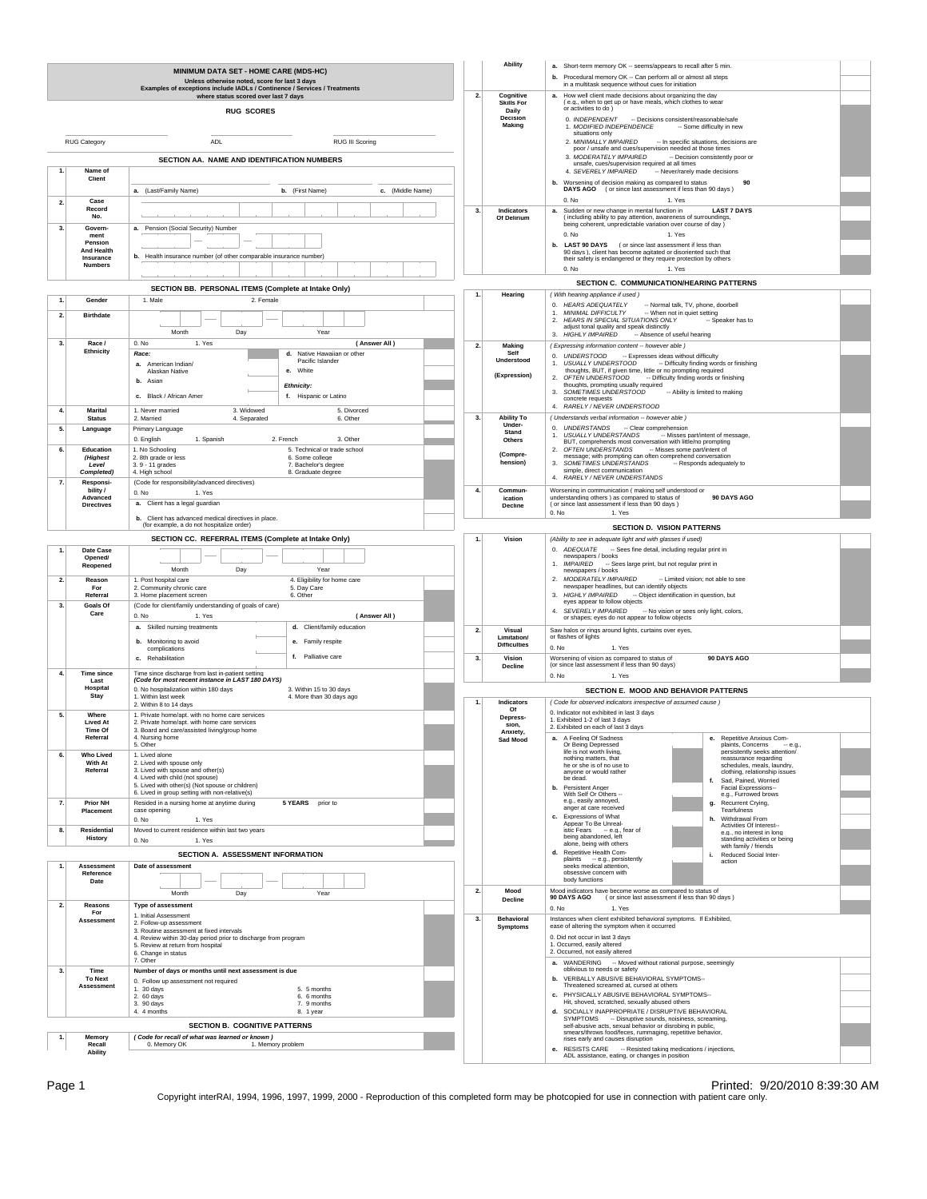# MINIMUM DATA SET - HOME CARE (MDS-HC)

**Unless otherwise noted, score for last 3 days**
**Examples of exceptions include IADLs / Continence / Services / Treatments where status scored over last 7 days**

## RUG SCORES

RUG Category ______ ADL ______ RUG III Scoring ______

## SECTION AA. NAME AND IDENTIFICATION NUMBERS

| | | |
|---|---|---|
| 1. | Name of Client | a. (Last/Family Name) b. (First Name) c. (Middle Name) |
| 2. | Case Record No. | |
| 3. | Government Pension And Health Insurance Numbers | a. Pension (Social Security) Number<br>b. Health insurance number (of other comparable insurance number) |

## SECTION BB. PERSONAL ITEMS (Complete at Intake Only)

| | | |
|---|---|---|
| 1. | Gender | 1. Male 2. Female |
| 2. | Birthdate | Month Day Year |
| 3. | Race / Ethnicity | 0. No 1. Yes (Answer All)<br>*Race:*<br>a. American Indian/ Alaskan Native<br>b. Asian<br>c. Black / African Amer<br>d. Native Hawaiian or other Pacific Islander<br>e. White<br>*Ethnicity:*<br>f. Hispanic or Latino |
| 4. | Marital Status | 1. Never married 2. Married 3. Widowed 4. Separated 5. Divorced 6. Other |
| 5. | Language | Primary Language<br>0. English 1. Spanish 2. French 3. Other |
| 6. | Education *(Highest Level Completed)* | 1. No Schooling 2. 8th grade or less 3. 9 - 11 grades 4. High school 5. Technical or trade school 6. Some college 7. Bachelor's degree 8. Graduate degree |
| 7. | Responsibility / Advanced Directives | (Code for responsibility/advanced directives)<br>0. No 1. Yes<br>a. Client has a legal guardian<br>b. Client has advanced medical directives in place. (for example, a do not hospitalize order) |

## SECTION CC. REFERRAL ITEMS (Complete at Intake Only)

| | | |
|---|---|---|
| 1. | Date Case Opened/ Reopened | Month Day Year |
| 2. | Reason For Referral | 1. Post hospital care 2. Community chronic care 3. Home placement screen 4. Eligibility for home care 5. Day Care 6. Other |
| 3. | Goals Of Care | (Code for client/family understanding of goals of care)<br>0. No 1. Yes (Answer All)<br>a. Skilled nursing treatments<br>b. Monitoring to avoid complications<br>c. Rehabilitation<br>d. Client/family education<br>e. Family respite<br>f. Palliative care |
| 4. | Time since Last Hospital Stay | Time since discharge from last in-patient setting *(Code for most recent instance in LAST 180 DAYS)*<br>0. No hospitalization within 180 days 1. Within last week 2. Within 8 to 14 days 3. Within 15 to 30 days 4. More than 30 days ago |
| 5. | Where Lived At Time Of Referral | 1. Private home/apt. with no home care services 2. Private home/apt. with home care services 3. Board and care/assisted living/group home 4. Nursing home 5. Other |
| 6. | Who Lived With At Referral | 1. Lived alone 2. Lived with spouse only 3. Lived with spouse and other(s) 4. Lived with child (not spouse) 5. Lived with other(s) (Not spouse or children) 6. Lived in group setting with non-relative(s) |
| 7. | Prior NH Placement | Resided in a nursing home at anytime during **5 YEARS** prior to case opening<br>0. No 1. Yes |
| 8. | Residential History | Moved to current residence within last two years<br>0. No 1. Yes |

## SECTION A. ASSESSMENT INFORMATION

| | | |
|---|---|---|
| 1. | Assessment Reference Date | **Date of assessment**<br>Month Day Year |
| 2. | Reasons For Assessment | **Type of assessment**<br>1. Initial Assessment 2. Follow-up assessment 3. Routine assessment at fixed intervals 4. Review within 30-day period prior to discharge from program 5. Review at return from hospital 6. Change in status 7. Other |
| 3. | Time To Next Assessment | **Number of days or months until next assessment is due**<br>0. Follow up assessment not required 1. 30 days 2. 60 days 3. 90 days 4. 4 months 5. 5 months 6. 6 months 7. 9 months 8. 1 year |

## SECTION B. COGNITIVE PATTERNS

| | | |
|---|---|---|
| 1. | Memory Recall Ability | *(Code for recall of what was learned or known)*<br>0. Memory OK 1. Memory problem<br>a. Short-term memory OK -- seems/appears to recall after 5 min.<br>b. Procedural memory OK -- Can perform all or almost all steps in a multitask sequence without cues for initiation |
| 2. | Cognitive Skills For Daily Decision Making | a. How well client made decisions about organizing the day ( e.g., when to get up or have meals, which clothes to wear or activities to do )<br>0. *INDEPENDENT* -- Decisions consistent/reasonable/safe<br>1. *MODIFIED INDEPENDENCE* -- Some difficulty in new situations only<br>2. *MINIMALLY IMPAIRED* -- In specific situations, decisions are poor / unsafe and cues/supervision needed at those times<br>3. *MODERATELY IMPAIRED* -- Decision consistently poor or unsafe, cues/supervision required at all times<br>4. *SEVERELY IMPAIRED* -- Never/rarely made decisions<br>b. Worsening of decision making as compared to status **90 DAYS AGO** ( or since last assessment if less than 90 days )<br>0. No 1. Yes |
| 3. | Indicators Of Delirium | a. Sudden or new change in mental function in **LAST 7 DAYS** ( including ability to pay attention, awareness of surroundings, being coherent, unpredictable variation over course of day )<br>0. No 1. Yes<br>b. **LAST 90 DAYS** ( or since last assessment if less than 90 days ), client has become agitated or disoriented such that their safety is endangered or they require protection by others<br>0. No 1. Yes |

## SECTION C. COMMUNICATION/HEARING PATTERNS

| | | |
|---|---|---|
| 1. | Hearing | *( With hearing appliance if used )*<br>0. *HEARS ADEQUATELY* -- Normal talk, TV, phone, doorbell<br>1. *MINIMAL DIFFICULTY* -- When not in quiet setting<br>2. *HEARS IN SPECIAL SITUATIONS ONLY* -- Speaker has to adjust tonal quality and speak distinctly<br>3. *HIGHLY IMPAIRED* -- Absence of useful hearing |
| 2. | Making Self Understood (Expression) | *( Expressing information content -- however able )*<br>0. *UNDERSTOOD* -- Expresses ideas without difficulty<br>1. *USUALLY UNDERSTOOD* -- Difficulty finding words or finishing thoughts, BUT, if given time, little or no prompting required<br>2. *OFTEN UNDERSTOOD* -- Difficulty finding words or finishing thoughts, prompting usually required<br>3. *SOMETIMES UNDERSTOOD* -- Ability is limited to making concrete requests<br>4. *RARELY / NEVER UNDERSTOOD* |
| 3. | Ability To Understand Others (Comprehension) | *( Understands verbal information -- however able )*<br>0. *UNDERSTANDS* -- Clear comprehension<br>1. *USUALLY UNDERSTANDS* -- Misses part/intent of message, BUT, comprehends most conversation with little/no prompting<br>2. *OFTEN UNDERSTANDS* -- Misses some part/intent of message; with prompting can often comprehend conversation<br>3. *SOMETIMES UNDERSTANDS* -- Responds adequately to simple, direct communication<br>4. *RARELY / NEVER UNDERSTANDS* |
| 4. | Communication Decline | Worsening in communication ( making self understood or understanding others ) as compared to status of **90 DAYS AGO** ( or since last assessment if less than 90 days )<br>0. No 1. Yes |

## SECTION D. VISION PATTERNS

| | | |
|---|---|---|
| 1. | Vision | *(Ability to see in adequate light and with glasses if used)*<br>0. *ADEQUATE* -- Sees fine detail, including regular print in newspapers / books<br>1. *IMPAIRED* -- Sees large print, but not regular print in newspapers / books<br>2. *MODERATELY IMPAIRED* -- Limited vision; not able to see newspaper headlines, but can identify objects<br>3. *HIGHLY IMPAIRED* -- Object identification in question, but eyes appear to follow objects<br>4. *SEVERELY IMPAIRED* -- No vision or sees only light, colors, or shapes; eyes do not appear to follow objects |
| 2. | Visual Limitation/ Difficulties | Saw halos or rings around lights, curtains over eyes, or flashes of lights<br>0. No 1. Yes |
| 3. | Vision Decline | Worsening of vision as compared to status of **90 DAYS AGO** (or since last assessment if less than 90 days)<br>0. No 1. Yes |

## SECTION E. MOOD AND BEHAVIOR PATTERNS

| | | |
|---|---|---|
| 1. | Indicators Of Depression, Anxiety, Sad Mood | *( Code for observed indicators irrespective of assumed cause )*<br>0. Indicator not exhibited in last 3 days<br>1. Exhibited 1-2 of last 3 days<br>2. Exhibited on each of last 3 days<br>a. A Feeling Of Sadness Or Being Depressed life is not worth living, nothing matters, that he or she is of no use to anyone or would rather be dead.<br>b. Persistent Anger With Self Or Others -- e.g., easily annoyed, anger at care received<br>c. Expressions of What Appear To Be Unrealistic Fears -- e.g., fear of being abandoned, left alone, being with others<br>d. Repetitive Health Complaints -- e.g., persistently seeks medical attention, obsessive concern with body functions<br>e. Repetitive Anxious Complaints, Concerns -- e.g., persistently seeks attention/ reassurance regarding schedules, meals, laundry, clothing, relationship issues<br>f. Sad, Pained, Worried Facial Expressions-- e.g., Furrowed brows<br>g. Recurrent Crying, Tearfulness<br>h. Withdrawal From Activities Of Interest-- e.g., no interest in long standing activities or being with family / friends<br>i. Reduced Social Interaction |
| 2. | Mood Decline | Mood indicators have become worse as compared to status of **90 DAYS AGO** ( or since last assessment if less than 90 days )<br>0. No 1. Yes |
| 3. | Behavioral Symptoms | Instances when client exhibited behavioral symptoms. If Exhibited, ease of altering the symptom when it occurred<br>0. Did not occur in last 3 days<br>1. Occurred, easily altered<br>2. Occurred, not easily altered<br>a. WANDERING -- Moved without rational purpose, seemingly oblivious to needs or safety<br>b. VERBALLY ABUSIVE BEHAVIORAL SYMPTOMS-- Threatened screamed at, cursed at others<br>c. PHYSICALLY ABUSIVE BEHAVIORAL SYMPTOMS-- Hit, shoved, scratched, sexually abused others<br>d. SOCIALLY INAPPROPRIATE / DISRUPTIVE BEHAVIORAL SYMPTOMS -- Disruptive sounds, noisiness, screaming, self-abusive acts, sexual behavior or disrobing in public, smears/throws food/feces, rummaging, repetitive behavior, rises early and causes disruption<br>e. RESISTS CARE -- Resisted taking medications / injections, ADL assistance, eating, or changes in position |

Printed: 9/20/2010 8:39:30 AM

Copyright interRAI, 1994, 1996, 1997, 1999, 2000 - Reproduction of this completed form may be photcopied for use in connection with patient care only.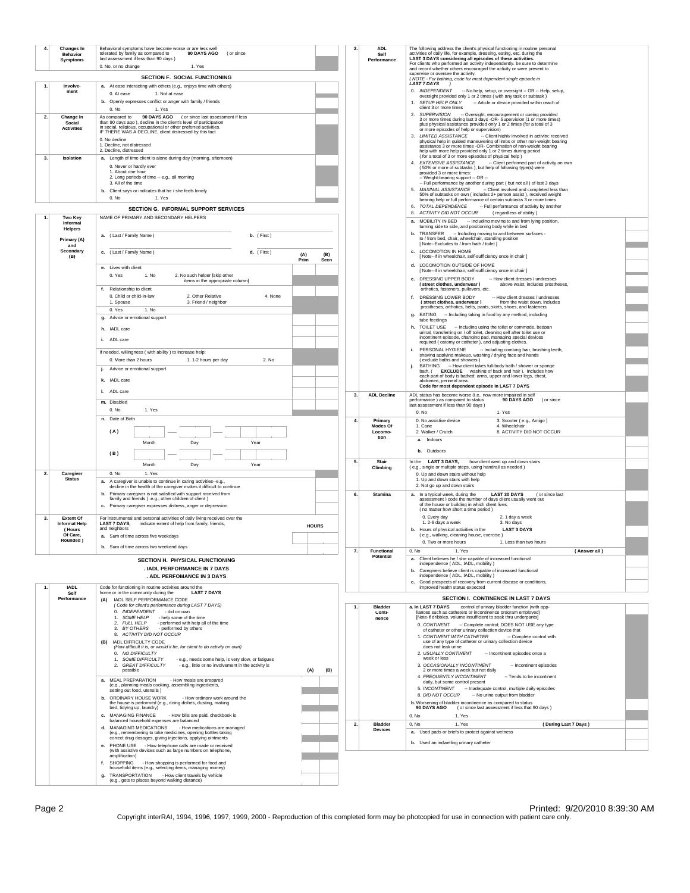| | | | | |
|---|---|---|---|---|
| **4.** | **Changes In Behavior Symptoms** | Behavioral symptoms have become worse or are less well tolerated by family as compared to **90 DAYS AGO** ( or since last assessment if less than 90 days )<br>0. No, or no change 1. Yes | | |

## SECTION F. SOCIAL FUNCTIONING

| | | | |
|---|---|---|---|
| **1.** | **Involve-ment** | **a.** At ease interacting with others (e.g., enjoys time with others)<br>0. At ease 1. Not at ease | |
| | | **b.** Openly expresses conflict or anger with family / friends<br>0. No 1. Yes | |
| **2.** | **Change In Social Activities** | As compared to **90 DAYS AGO** ( or since last assessment if less than 90 days ago ), decline in the client's level of participation in social, religious, occupational or other preferred activities. IF THERE WAS A DECLINE, client distressed by this fact<br>0. No decline<br>1. Decline, not distressed<br>2. Decline, distressed | |
| **3.** | **Isolation** | **a.** Length of time client is alone during day (morning, afternoon)<br>0. Never or hardly ever<br>1. About one hour<br>2. Long periods of time -- e.g., all morning<br>3. All of the time | |
| | | **b.** Client says or indicates that he / she feels lonely<br>0. No 1. Yes | |

## SECTION G. INFORMAL SUPPORT SERVICES

| | | | (A) Prim | (B) Secn |
|---|---|---|---|---|
| **1.** | **Two Key Informal Helpers**<br><br>**Primary (A) and Secondary (B)** | NAME OF PRIMARY AND SECONDARY HELPERS | | |
| | | **a.** ( Last / Family Name ) **b.** ( First ) | | |
| | | **c.** ( Last / Family Name ) **d.** ( First ) | | |
| | | **e.** Lives with client<br>0. Yes 1. No 2. No such helper [skip other items in the appropriate column] | | |
| | | **f.** Relationship to client<br>0. Child or child-in-law 1. Spouse 2. Other Relative 3. Friend / neighbor 4. None | | |
| | | 0. Yes 1. No | | |
| | | **g.** Advice or emotional support | | |
| | | **h.** IADL care | | |
| | | **i.** ADL care | | |
| | | If needed, willingness ( with ability ) to increase help:<br>0. More than 2 hours 1. 1-2 hours per day 2. No | | |
| | | **j.** Advice or emotional support | | |
| | | **k.** IADL care | | |
| | | **l.** ADL care | | |
| | | **m.** Disabled<br>0. No 1. Yes | | |
| | | **n.** Date of Birth<br>( A ) Month Day Year<br>( B ) Month Day Year | | |
| **2.** | **Caregiver Status** | 0. No 1. Yes | | |
| | | **a.** A caregiver is unable to continue in caring activities--e.g., decline in the health of the caregiver makes it difficult to continue | | |
| | | **b.** Primary caregiver is not satisfied with support received from family and friends ( .e.g., other children of client ) | | |
| | | **c.** Primary caregiver expresses distress, anger or depression | | |
| **3.** | **Extent Of Informal Help ( Hours Of Care, Rounded )** | For instrumental and personal activities of daily living received over the **LAST 7 DAYS,** indicate extent of help from family, friends, and neighbors | **HOURS** | |
| | | **a.** Sum of time across five weekdays | | |
| | | **b.** Sum of time across two weekend days | | |

## SECTION H. PHYSICAL FUNCTIONING

### . IADL PERFORMANCE IN 7 DAYS

### . ADL PERFOMANCE IN 3 DAYS

| | | | (A) | (B) |
|---|---|---|---|---|
| **1.** | **IADL Self Performance** | Code for functioning in routine activities around the home or in the community during the **LAST 7 DAYS**<br>**(A)** IADL SELF PERFORMANCE CODE<br>*( Code for client's performance during LAST 7 DAYS)*<br>0. *INDEPENDENT* - did on own<br>1. *SOME HELP* - help some of the time<br>2. *FULL HELP* - performed with help all of the time<br>3. *BY OTHERS* - performed by others<br>8. *ACTIVITY DID NOT OCCUR*<br>**(B)** IADL DIFFICULTY CODE<br>*(How difficult it is, or would it be, for client to do activity on own)*<br>0. *NO DIFFICULTY*<br>1. *SOME DIFFICULTY* - e.g., needs some help, is very slow, or fatigues<br>2. *GREAT DIFFICULTY* - e.g., little or no involvement in the activity is possible | | |
| | | **a.** MEAL PREPARATION - How meals are prepared (e.g., planning meals cooking, assembling ingredients, setting out food, utensils ) | | |
| | | **b.** ORDINARY HOUSE WORK - How ordinary work around the the house is performed (e.g., doing dishes, dusting, making bed, tidying up, laundry) | | |
| | | **c.** MANAGING FINANCE - How bills are paid, checkbook is balanced household expenses are balanced | | |
| | | **d.** MANAGING MEDICATIONS - How medications are managed (e.g., remembering to take medicines, opening bottles taking correct drug dosages, giving injections, applying ointments | | |
| | | **e.** PHONE USE - How telephone calls are made or received (with assistive devices such as large numbers on telephone, amplification) | | |
| | | **f.** SHOPPING - How shopping is performed for food and household items (e.g., selecting items, managing money) | | |
| | | **g.** TRANSPORTATION - How client travels by vehicle (e.g., gets to places beyond walking distance) | | |

| | | | |
|---|---|---|---|
| **2.** | **ADL Self Performance** | The following address the client's physical functioning in routine personal activities of daily life, for example, dressing, eating, etc. during the **LAST 3 DAYS considering all episodes of these activities.** For clients who performed an activity independently, be sure to determine and record whether others encouraged the activity or were present to supervise or oversee the activity.<br>*( NOTE - For bathing, code for most dependent single episode in **LAST 7 DAYS** )*<br>0. *INDEPENDENT* -- No help, setup, or oversight -- OR -- Help, setup, oversight provided only 1 or 2 times ( with any task or subtask )<br>1. *SETUP HELP ONLY* -- Article or device provided within reach of client 3 or more times<br>2. *SUPERVISION* -- Oversight, encouragement or cueing provided 3 or more times during last 3 days -OR- Supervision (1 or more times) plus physical assistance provided only 1 or 2 times (for a total of 3 or more episodes of help or supervision)<br>3. *LIMITED ASSISTANCE* -- Client highly involved in activity; received physical help in guided maneuvering of limbs or other non-weight bearing assistance 3 or more times -OR- Combination of non-weight bearing help with more help provided only 1 or 2 times during period ( for a total of 3 or more episodes of physical help )<br>4. *EXTENSIVE ASSISTANCE* -- Client performed part of activity on own ( 50% or more of subtasks ), but help of following type(s) were provided 3 or more times:<br>-- Weight-bearing support -- OR --<br>-- Full performance by another during part ( but not all ) of last 3 days<br>5. *MAXIMAL ASSISTANCE* -- Client involved and completed less than 50% of subtasks on own ( includes 2+ person assist ), received weight bearing help or full performance of certain subtasks 3 or more times<br>6. *TOTAL DEPENDENCE* -- Full performance of activity by another<br>8. *ACTIVITY DID NOT OCCUR* ( regardless of ability ) | |
| | | **a.** MOBILITY IN BED -- Including moving to and from lying position, turning side to side, and positioning body while in bed | |
| | | **b.** TRANSFER -- Including moving to and between surfaces - to / from bed, chair, wheelchair, standing position [ Note--Excludes to / from bath / toilet ] | |
| | | **c.** LOCOMOTION IN HOME [ Note--If in wheelchair, self-sufficiency once in chair ] | |
| | | **d.** LOCOMOTION OUTSIDE OF HOME [ Note--If in wheelchair, self-sufficiency once in chair ] | |
| | | **e.** DRESSING UPPER BODY -- How client dresses / undresses **( street clothes, underwear )** above waist, includes prostheses, orthotics, fasteners, pullovers, etc. | |
| | | **f.** DRESSING LOWER BODY -- How client dresses / undresses **( street clothes, underwear )** from the waist down, includes prostheses, orthotics, belts, pants, skirts, shoes, and fasteners | |
| | | **g.** EATING -- Including taking in food by any method, including tube feedings | |
| | | **h.** TOILET USE -- Including using the toilet or commode, bedpan urinal, transferring on / off toilet, cleaning self after toilet use or incontinent episode, changing pad, managing special devices required ( ostomy or catheter ), and adjusting clothes. | |
| | | **i.** PERSONAL HYGIENE -- Including combing hair, brushing teeth, shaving applying makeup, washing / drying face and hands ( exclude baths and showers ) | |
| | | **j.** BATHING -- How client takes full-body bath / shower or sponge bath. ( **EXCLUDE** washing of back and hair ). Includes how each part of body is bathed: arms, upper and lower legs, chest, abdomen, perineal area.<br>**Code for most dependent episode in LAST 7 DAYS** | |
| **3.** | **ADL Decline** | ADL status has become worse (i.e., now more impaired in self performance ) as compared to status **90 DAYS AGO** ( or since last assessment if less than 90 days )<br>0. No 1. Yes | |
| **4.** | **Primary Modes Of Locomo-tion** | 0. No assistive device 1. Cane 2. Walker / Crutch 3. Scooter ( e.g., Amigo ) 4. Wheelchair 8. ACTIVITY DID NOT OCCUR | |
| | | **a.** Indoors | |
| | | **b.** Outdoors | |
| **5.** | **Stair Climbing** | In the **LAST 3 DAYS,** how client went up and down stairs ( e.g., single or multiple steps, using handrail as needed )<br>0. Up and down stairs without help<br>1. Up and down stairs with help<br>2. Not go up and down stairs | |
| **6.** | **Stamina** | **a.** In a typical week, during the **LAST 30 DAYS** ( or since last assessment ) code the number of days client usually went out of the house or building in which client lives. ( no matter how short a time period )<br>0. Every day 1. 2-6 days a week 2. 1 day a week 3. No days | |
| | | **b.** Hours of physical activities in the **LAST 3 DAYS** ( e.g., walking, cleaning house, exercise )<br>0. Two or more hours 1. Less than two hours | |
| **7.** | **Functional Potential** | 0. No 1. Yes **( Answer all )** | |
| | | **a.** Client believes he / she capable of increased functional independence ( ADL, IADL, mobility ) | |
| | | **b.** Caregivers believe client is capable of increased functional independence ( ADL, IADL, mobility ) | |
| | | **c.** Good prospects of recovery from current disease or conditions, improved health status expected | |

## SECTION I. CONTINENCE IN LAST 7 DAYS

| | | | |
|---|---|---|---|
| **1.** | **Bladder Conti-nence** | **a. In LAST 7 DAYS** control of urinary bladder function (with appliances such as catheters or incontinence program employed) [Note-if dribbles, volume insufficient to soak thru underpants]<br>0. *CONTINENT* -- Complete control; DOES NOT USE any type of catheter or other urinary collection device that<br>1. *CONTINENT WITH CATHETER* -- Complete control with use of any type of catheter or urinary collection device does not leak urine<br>2. *USUALLY CONTINENT* -- Incontinent episodes once a week or less<br>3. *OCCASIONALLY INCONTINENT* -- Incontinent episodes 2 or more times a week but not daily<br>4. *FREQUENTLY INCONTINENT* -- Tends to be incontinent daily, but some control present<br>5. *INCONTINENT* -- Inadequate control, multiple daily episodes<br>8. *DID NOT OCCUR* -- No urine output from bladder | |
| | | **b.** Worsening of bladder incontinence as compared to status **90 DAYS AGO** ( or since last assessment if less that 90 days )<br>0. No 1. Yes | |
| **2.** | **Bladder Devices** | 0. No 1. Yes **( During Last 7 Days )** | |
| | | **a.** Used pads or briefs to protect against wetness | |
| | | **b.** Used an indwelling urinary catheter | |

Printed: 9/20/2010 8:39:30 AM

Copyright interRAI, 1994, 1996, 1997, 1999, 2000 - Reproduction of this completed form may be photcopied for use in connection with patient care only.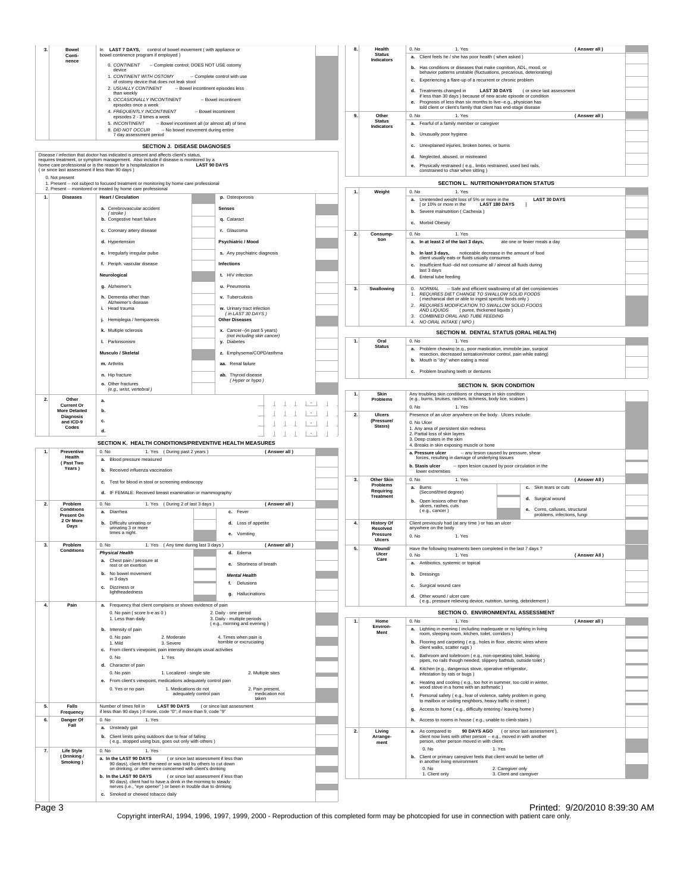| # | Item | Description |
|---|---|---|
| 3. | Bowel Continence | In **LAST 7 DAYS,** control of bowel movement ( with appliance or bowel continence program if employed ) |
| | | 0. *CONTINENT* -- Complete control; DOES NOT USE ostomy device |
| | | 1. *CONTINENT WITH OSTOMY* -- Complete control with use of ostomy device that does not leak stool |
| | | 2. *USUALLY CONTINENT* -- Bowel incontinent episodes less than weekly |
| | | 3. *OCCASIONALLY INCONTINENT* -- Bowel incontinent episodes once a week |
| | | 4. *FREQUENTLY INCONTINENT* -- Bowel incontinent episodes 2 - 3 times a week |
| | | 5. *INCONTINENT* -- Bowel incontinent all (or almost all) of time |
| | | 8. *DID NOT OCCUR* -- No bowel movement during entire 7 day assessment period |

## SECTION J. DISEASE DIAGNOSES

Disease / infection that doctor has indicated is present and affects client's status, requires treatment, or symptom management. Also include if disease is monitored by a home care professional or is the reason for a hospitalization in **LAST 90 DAYS** ( or since last assessment if less than 90 days )

0. Not present
1. Present -- not subject to focused treatment or monitoring by home care professional
2. Present -- monitored or treated by home care professional

| # | Item | | |
|---|---|---|---|
| 1. | Diseases | **Heart / Circulation** | p. Osteoporosis |
| | | a. Cerebrovascular accident ( stroke ) | **Senses** |
| | | b. Congestive heart failure | q. Cataract |
| | | c. Coronary artery disease | r. Glaucoma |
| | | d. Hypertension | **Psychiatric / Mood** |
| | | e. Irregularly irregular pulse | s. Any psychiatric diagnosis |
| | | f. Periph. vascular disease | **Infections** |
| | | **Neurological** | t. HIV infection |
| | | g. Alzheimer's | u. Pneumonia |
| | | h. Dementia other than Alzheimer's disease | v. Tuberculosis |
| | | i. Head trauma | w. Urinary tract infection ( in LAST 30 DAYS ) |
| | | j. Hemiplegia / hemiparesis | **Other Diseases** |
| | | k. Multiple sclerosis | x. Cancer--(in past 5 years) (not including skin cancer) |
| | | l. Parkinsonism | y. Diabetes |
| | | **Musculo / Skeletal** | z. Emphysema/COPD/asthma |
| | | m. Arthritis | aa. Renal failure |
| | | n. Hip fracture | ab. Thyroid disease ( Hyper or hypo ) |
| | | o. Other fractures (e.g., wrist, vertebral ) | |
| 2. | Other Current Or More Detailed Diagnosis and ICD-9 Codes | a. | |
| | | b. | |
| | | c. | |
| | | d. | |

## SECTION K. HEALTH CONDITIONS/PREVENTIVE HEALTH MEASURES

| # | Item | Description |
|---|---|---|
| 1. | Preventive Health ( Past Two Years ) | 0. No 1. Yes ( During past 2 years ) **( Answer all )** |
| | | a. Blood pressure measured |
| | | b. Received influenza vaccination |
| | | c. Test for blood in stool or screening endoscopy |
| | | d. IF FEMALE: Received breast examination or mammography |
| 2. | Problem Conditions Present On 2 Or More Days | 0. No 1. Yes ( During 2 of last 3 days ) **( Answer all )** |
| | | a. Diarrhea; c. Fever |
| | | b. Difficulty urinating or urinating 3 or more times a night.; d. Loss of appetite; e. Vomiting |
| 3. | Problem Conditions | 0. No 1. Yes ( Any time during last 3 days ) **( Answer all )** |
| | | ***Physical Health***: a. Chest pain / pressure at rest or on exertion; b. No bowel movement in 3 days; c. Dizziness or lightheadedness; d. Edema; e. Shortness of breath |
| | | ***Mental Health***: f. Delusions; g. Hallucinations |
| 4. | Pain | a. Frequency that client complains or shows evidence of pain |
| | | 0. No pain ( score b-e as 0 ); 1. Less than daily; 2. Daily - one period; 3. Daily - multiple periods ( e.g., morning and evening ) |
| | | b. Intensity of pain |
| | | 0. No pain; 1. Mild; 2. Moderate; 3. Severe; 4. Times when pain is horrible or excruciating |
| | | c. From client's viewpoint, pain intensity disrupts usual activities |
| | | 0. No 1. Yes |
| | | d. Character of pain |
| | | 0. No pain; 1. Localized - single site; 2. Multiple sites |
| | | e. From client's viewpoint, medications adequately control pain |
| | | 0. Yes or no pain; 1. Medications do not adequately control pain; 2. Pain present, medication not taken |
| 5. | Falls Frequency | Number of times fell in **LAST 90 DAYS** ( or since last assessment if less than 90 days ) If none, code "0"; if more than 9, code "9" |
| 6. | Danger Of Fall | 0. No 1. Yes |
| | | a. Unsteady gait |
| | | b. Client limits going outdoors due to fear of falling ( e.g., stopped using bus, goes out only with others ) |
| 7. | Life Style ( Drinking / Smoking ) | 0. No 1. Yes |
| | | a. **In the LAST 90 DAYS** ( or since last assessment if less than 90 days), client felt the need or was told by others to cut down on drinking, or other were concerned with client's drinking |
| | | b. **In the LAST 90 DAYS** ( or since last assessment if less than 90 days), client had to have a drink in the morning to steady nerves (i.e., "eye opener" ) or been in trouble due to drinking |
| | | c. Smoked or chewed tobacco daily |
| 8. | Health Status Indicators | 0. No 1. Yes **( Answer all )** |
| | | a. Client feels he / she has poor health ( when asked ) |
| | | b. Has conditions or diseases that make cognition, ADL, mood, or behavior patterns unstable (fluctuations, precarious, deteriorating) |
| | | c. Experiencing a flare-up of a recurrent or chronic problem |
| | | d. Treatments changed in **LAST 30 DAYS** ( or since last assessment if less than 30 days ) because of new acute episode or condition |
| | | e. Prognosis of less than six months to live--e.g., physician has told client or client's family that client has end-stage disease |
| 9. | Other Status Indicators | 0. No 1. Yes **( Answer all )** |
| | | a. Fearful of a family member or caregiver |
| | | b. Unusually poor hygiene |
| | | c. Unexplained injuries, broken bones, or burns |
| | | d. Neglected, abused, or mistreated |
| | | e. Physically restrained ( e.g., limbs restrained, used bed rails, constrained to chair when sitting ) |

## SECTION L. NUTRITION/HYDRATION STATUS

| # | Item | Description |
|---|---|---|
| 1. | Weight | 0. No 1. Yes |
| | | a. Unintended weight loss of 5% or more in the **LAST 30 DAYS** [ or 10% or more in the **LAST 180 DAYS** ] |
| | | b. Severe malnutrition ( Cachexia ) |
| | | c. Morbid Obesity |
| 2. | Consumption | 0. No 1. Yes |
| | | a. **In at least 2 of the last 3 days,** ate one or fewer meals a day |
| | | b. **In last 3 days,** noticeable decrease in the amount of food client usually eats or fluids usually consumes |
| | | c. Insufficient fluid--did not consume all / almost all fluids during last 3 days |
| | | d. Enteral tube feeding |
| 3. | Swallowing | 0. *NORMAL* -- Safe and efficient swallowing of all diet consistencies |
| | | 1. *REQUIRES DIET CHANGE TO SWALLOW SOLID FOODS* ( mechanical diet or able to ingest specific foods only ) |
| | | 2. *REQUIRES MODIFICATION TO SWALLOW SOLID FOODS AND LIQUIDS* ( puree, thickened liquids ) |
| | | 3. *COMBINED ORAL AND TUBE FEEDING* |
| | | 4. *NO ORAL INTAKE ( NPO )* |

## SECTION M. DENTAL STATUS (ORAL HEALTH)

| # | Item | Description |
|---|---|---|
| 1. | Oral Status | 0. No 1. Yes |
| | | a. Problem chewing (e.g., poor mastication, immobile jaw, surgical resection, decreased sensation/motor control, pain while eating) |
| | | b. Mouth is "dry" when eating a meal |
| | | c. Problem brushing teeth or dentures |

## SECTION N. SKIN CONDITION

| # | Item | Description |
|---|---|---|
| 1. | Skin Problems | Any troubling skin conditions or changes in skin condition (e.g., burns, bruises, rashes, itchiness, body lice, scabies ) |
| | | 0. No 1. Yes |
| 2. | Ulcers (Pressure/ Stasis) | Presence of an ulcer anywhere on the body. Ulcers include: |
| | | 0. No Ulcer |
| | | 1. Any area of persistent skin redness |
| | | 2. Partial loss of skin layers |
| | | 3. Deep craters in the skin |
| | | 4. Breaks in skin exposing muscle or bone |
| | | a. **Pressure ulcer** -- any lesion caused by pressure, shear forces, resulting in damage of underlying tissues |
| | | b. **Stasis ulcer** -- open lesion caused by poor circulation in the lower extremities |
| 3. | Other Skin Problems Requiring Treatment | 0. No 1. Yes **( Answer All )** |
| | | a. Burns (Second/third degree); c. Skin tears or cuts |
| | | b. Open lesions other than ulcers, rashes, cuts ( e.g., cancer ); d. Surgical wound; e. Corns, calluses, structural problems, infections, fungi |
| 4. | History Of Resolved Pressure Ulcers | Client previously had (at any time ) or has an ulcer anywhere on the body |
| | | 0. No 1. Yes |
| 5. | Wound/ Ulcer Care | Have the following treatments been completed in the last 7 days ? |
| | | 0. No 1. Yes **( Answer All )** |
| | | a. Antibiotics, systemic or topical |
| | | b. Dressings |
| | | c. Surgical wound care |
| | | d. Other wound / ulcer care ( e.g., pressure relieving device, nutrition, turning, debridement ) |

## SECTION O. ENVIRONMENTAL ASSESSMENT

| # | Item | Description |
|---|---|---|
| 1. | Home Environment | 0. No 1. Yes **( Answer all )** |
| | | a. Lighting in evening ( including inadequate or no lighting in living room, sleeping room, kitchen, toilet, corridors ) |
| | | b. Flooring and carpeting ( e.g., holes in floor, electric wires where client walks, scatter rugs ) |
| | | c. Bathroom and toiletroom ( e.g., non-operating toilet, leaking pipes, no rails though needed, slippery bathtub, outside toilet ) |
| | | d. Kitchen (e.g., dangerous stove, operative refrigerator, infestation by rats or bugs ) |
| | | e. Heating and cooling ( e.g., too hot in summer, too cold in winter, wood stove in a home with an asthmatic ) |
| | | f. Personal safety ( e.g., fear of violence, safety problem in going to mailbox or visiting neighbors, heavy traffic in street ) |
| | | g. Access to home ( e.g., difficulty entering / leaving home ) |
| | | h. Access to rooms in house ( e.g., unable to climb stairs ) |
| 2. | Living Arrangement | a. As compared to **90 DAYS AGO** ( or since last assessment ), client now lives with other person -- e.g., moved in with another person, other person moved in with client. |
| | | 0. No 1. Yes |
| | | b. Client or primary caregiver feels that client would be better off in another living environment |
| | | 0. No; 1. Client only; 2. Caregiver only; 3. Client and caregiver |

Printed: 9/20/2010 8:39:30 AM

Copyright interRAI, 1994, 1996, 1997, 1999, 2000 - Reproduction of this completed form may be photcopied for use in connection with patient care only.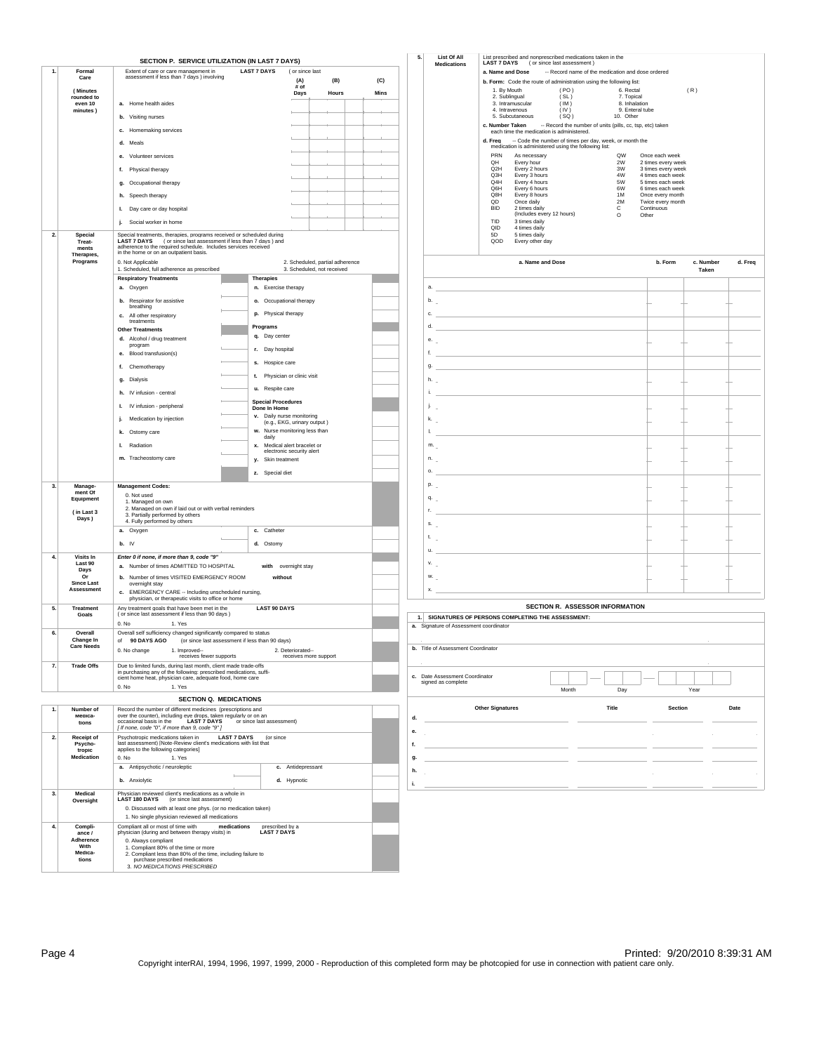## SECTION P. SERVICE UTILIZATION (IN LAST 7 DAYS)

**1. Formal Care** (Minutes rounded to even 10 minutes)

Extent of care or care management in **LAST 7 DAYS** (or since last assessment if less than 7 days) involving

| | (A) # of Days | (B) Hours | (C) Mins |
|---|---|---|---|
| a. Home health aides | | | |
| b. Visiting nurses | | | |
| c. Homemaking services | | | |
| d. Meals | | | |
| e. Volunteer services | | | |
| f. Physical therapy | | | |
| g. Occupational therapy | | | |
| h. Speech therapy | | | |
| i. Day care or day hospital | | | |
| j. Social worker in home | | | |

**2. Special Treatments, Therapies, Programs**

Special treatments, therapies, programs received or scheduled during **LAST 7 DAYS** (or since last assessment if less than 7 days) and adherence to the required schedule. Includes services received in the home or on an outpatient basis.

0. Not Applicable
1. Scheduled, full adherence as prescribed
2. Scheduled, partial adherence
3. Scheduled, not received

| | | | |
|---|---|---|---|
| **Respiratory Treatments** | | **Therapies** | |
| a. Oxygen | | n. Exercise therapy | |
| b. Respirator for assistive breathing | | o. Occupational therapy | |
| c. All other respiratory treatments | | p. Physical therapy | |
| **Other Treatments** | | **Programs** | |
| d. Alcohol / drug treatment program | | q. Day center | |
| e. Blood transfusion(s) | | r. Day hospital | |
| f. Chemotherapy | | s. Hospice care | |
| g. Dialysis | | t. Physician or clinic visit | |
| h. IV infusion - central | | u. Respite care | |
| i. IV infusion - peripheral | | **Special Procedures Done In Home** | |
| j. Medication by injection | | v. Daily nurse monitoring (e.g., EKG, urinary output) | |
| k. Ostomy care | | w. Nurse monitoring less than daily | |
| l. Radiation | | x. Medical alert bracelet or electronic security alert | |
| m. Tracheostomy care | | y. Skin treatment | |
| | | z. Special diet | |

**3. Management Of Equipment** (in Last 3 Days)

Management Codes:
0. Not used
1. Managed on own
2. Managed on own if laid out or with verbal reminders
3. Partially performed by others
4. Fully performed by others

| | | | |
|---|---|---|---|
| a. Oxygen | | c. Catheter | |
| b. IV | | d. Ostomy | |

**4. Visits In Last 90 Days Or Since Last Assessment**

*Enter 0 if none, if more than 9, code "9"*

a. Number of times ADMITTED TO HOSPITAL **with** overnight stay

b. Number of times VISITED EMERGENCY ROOM **without** overnight stay

c. EMERGENCY CARE -- Including unscheduled nursing, physician, or therapeutic visits to office or home

**5. Treatment Goals**

Any treatment goals that have been met in the **LAST 90 DAYS** (or since last assessment if less than 90 days)

0. No 1. Yes

**6. Overall Change In Care Needs**

Overall self sufficiency changed significantly compared to status of **90 DAYS AGO** (or since last assessment if less than 90 days)

0. No change 1. Improved-- receives fewer supports 2. Deteriorated-- receives more support

**7. Trade Offs**

Due to limited funds, during last month, client made trade-offs in purchasing any of the following: prescribed medications, sufficient home heat, physician care, adequate food, home care

0. No 1. Yes

## SECTION Q. MEDICATIONS

**1. Number of medications**

Record the number of different medicines (prescriptions and over the counter), including eye drops, taken regularly or on an occasional basis in the **LAST 7 DAYS** (or since last assessment) [ *If none, code "0", if more than 9, code "9"* ]

**2. Receipt of Psychotropic Medication**

Psychotropic medications taken in **LAST 7 DAYS** (or since last assessment) [Note-Review client's medications with list that applies to the following categories]

0. No 1. Yes

| | | | |
|---|---|---|---|
| a. Antipsychotic / neuroleptic | | c. Antidepressant | |
| b. Anxiolytic | | d. Hypnotic | |

**3. Medical Oversight**

Physician reviewed client's medications as a whole in **LAST 180 DAYS** (or since last assessment)

0. Discussed with at least one phys. (or no medication taken)
1. No single physician reviewed all medications

**4. Compliance / Adherence With Medications**

Compliant all or most of time with **medications** prescribed by a physician (during and between therapy visits) in **LAST 7 DAYS**

0. Always compliant
1. Compliant 80% of the time or more
2. Compliant less than 80% of the time, including failure to purchase prescribed medications
3. *NO MEDICATIONS PRESCRIBED*

**5. List Of All Medications**

List prescribed and nonprescribed medications taken in the **LAST 7 DAYS** (or since last assessment)

**a. Name and Dose** -- Record name of the medication and dose ordered

**b. Form:** Code the route of administration using the following list:

1. By Mouth (PO)
2. Sublingual (SL)
3. Intramuscular (IM)
4. Intravenous (IV)
5. Subcutaneous (SQ)
6. Rectal (R)
7. Topical
8. Inhalation
9. Enteral tube
10. Other

**c. Number Taken** -- Record the number of units (pills, cc, tsp, etc) taken each time the medication is administered.

**d. Freq** -- Code the number of times per day, week, or month the medication is administered using the following list:

| | | | |
|---|---|---|---|
| PRN | As necessary | QW | Once each week |
| QH | Every hour | 2W | 2 times every week |
| Q2H | Every 2 hours | 3W | 3 times every week |
| Q3H | Every 3 hours | 4W | 4 times each week |
| Q4H | Every 4 hours | 5W | 5 times each week |
| Q6H | Every 6 hours | 6W | 6 times each week |
| Q8H | Every 8 hours | 1M | Once every month |
| QD | Once daily | 2M | Twice every month |
| BID | 2 times daily (Includes every 12 hours) | C | Continuous |
| TID | 3 times daily | O | Other |
| QID | 4 times daily | | |
| 5D | 5 times daily | | |
| QOD | Every other day | | |

| | a. Name and Dose | b. Form | c. Number Taken | d. Freq |
|---|---|---|---|---|
| a. | | | | |
| b. | | | | |
| c. | | | | |
| d. | | | | |
| e. | | | | |
| f. | | | | |
| g. | | | | |
| h. | | | | |
| i. | | | | |
| j. | | | | |
| k. | | | | |
| l. | | | | |
| m. | | | | |
| n. | | | | |
| o. | | | | |
| p. | | | | |
| q. | | | | |
| r. | | | | |
| s. | | | | |
| t. | | | | |
| u. | | | | |
| v. | | | | |
| w. | | | | |
| x. | | | | |

## SECTION R. ASSESSOR INFORMATION

**1. SIGNATURES OF PERSONS COMPLETING THE ASSESSMENT:**

a. Signature of Assessment coordinator

b. Title of Assessment Coordinator

c. Date Assessment Coordinator signed as complete — Month / Day / Year

| | Other Signatures | Title | Section | Date |
|---|---|---|---|---|
| d. | | | | |
| e. | | | | |
| f. | | | | |
| g. | | | | |
| h. | | | | |
| i. | | | | |

Printed: 9/20/2010 8:39:31 AM

Copyright interRAI, 1994, 1996, 1997, 1999, 2000 - Reproduction of this completed form may be photcopied for use in connection with patient care only.